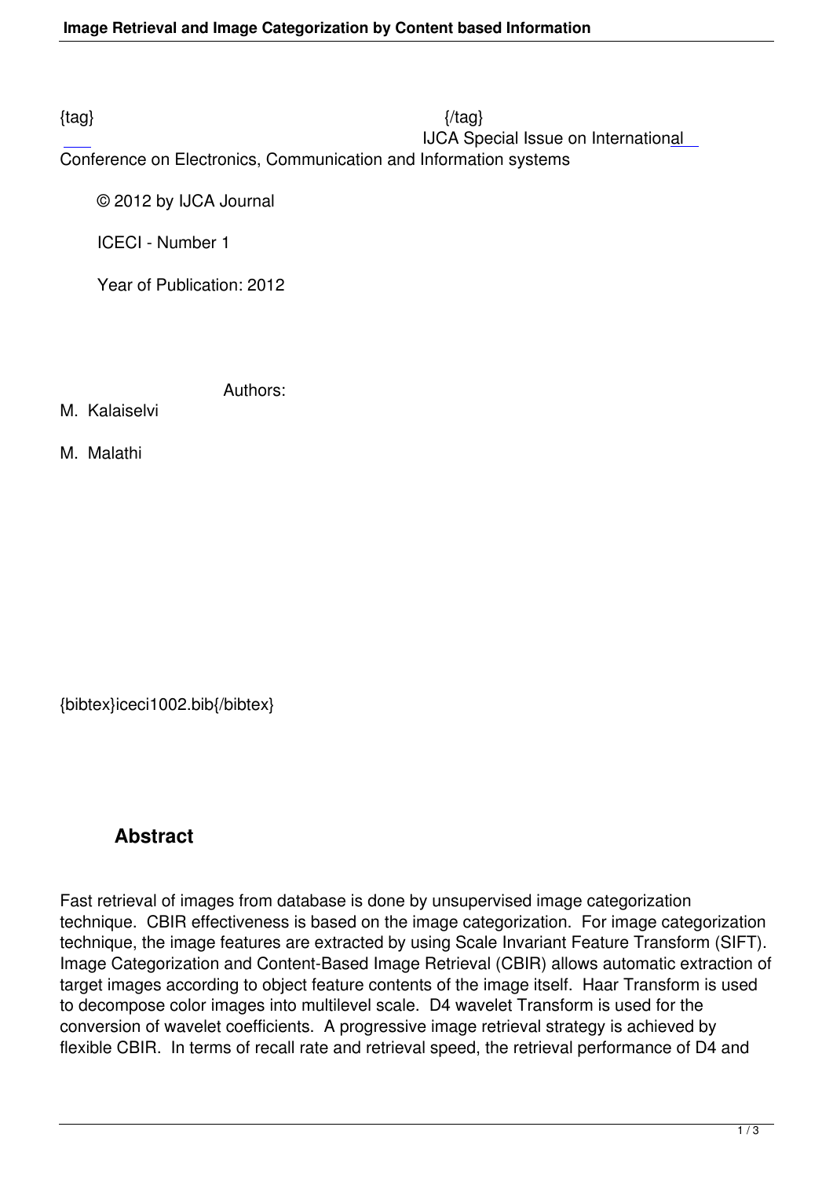{tag} {/tag}
IJCA Special Issue on International Conference on Electronics, Communication and Information systems

© 2012 by IJCA Journal

ICECI - Number 1

Year of Publication: 2012

Authors:

M. Kalaiselvi

M. Malathi

{bibtex}iceci1002.bib{/bibtex}

## Abstract

Fast retrieval of images from database is done by unsupervised image categorization technique. CBIR effectiveness is based on the image categorization. For image categorization technique, the image features are extracted by using Scale Invariant Feature Transform (SIFT). Image Categorization and Content-Based Image Retrieval (CBIR) allows automatic extraction of target images according to object feature contents of the image itself. Haar Transform is used to decompose color images into multilevel scale. D4 wavelet Transform is used for the conversion of wavelet coefficients. A progressive image retrieval strategy is achieved by flexible CBIR. In terms of recall rate and retrieval speed, the retrieval performance of D4 and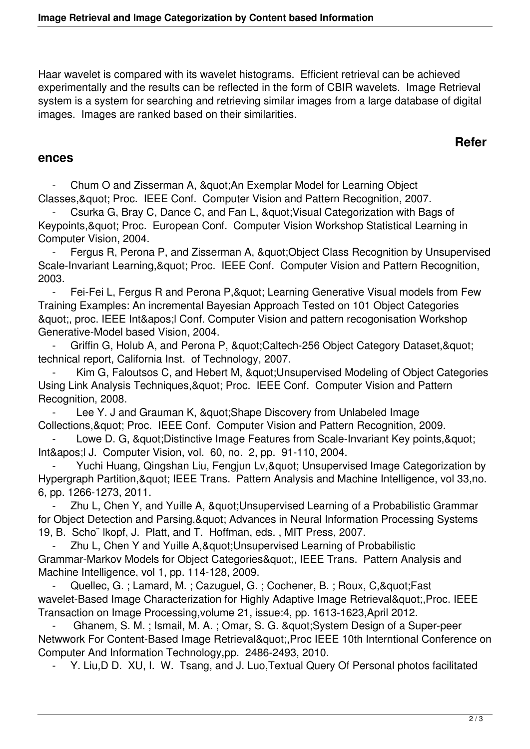Haar wavelet is compared with its wavelet histograms. Efficient retrieval can be achieved experimentally and the results can be reflected in the form of CBIR wavelets. Image Retrieval system is a system for searching and retrieving similar images from a large database of digital images. Images are ranked based on their similarities.

## References

- Chum O and Zisserman A, &quot;An Exemplar Model for Learning Object Classes,&quot; Proc. IEEE Conf. Computer Vision and Pattern Recognition, 2007.
- Csurka G, Bray C, Dance C, and Fan L, &quot;Visual Categorization with Bags of Keypoints,&quot; Proc. European Conf. Computer Vision Workshop Statistical Learning in Computer Vision, 2004.
- Fergus R, Perona P, and Zisserman A, &quot;Object Class Recognition by Unsupervised Scale-Invariant Learning,&quot; Proc. IEEE Conf. Computer Vision and Pattern Recognition, 2003.
- Fei-Fei L, Fergus R and Perona P,&quot; Learning Generative Visual models from Few Training Examples: An incremental Bayesian Approach Tested on 101 Object Categories &quot;, proc. IEEE Int&apos;l Conf. Computer Vision and pattern recogonisation Workshop Generative-Model based Vision, 2004.
- Griffin G, Holub A, and Perona P, &quot;Caltech-256 Object Category Dataset,&quot; technical report, California Inst. of Technology, 2007.
- Kim G, Faloutsos C, and Hebert M, &quot;Unsupervised Modeling of Object Categories Using Link Analysis Techniques,&quot; Proc. IEEE Conf. Computer Vision and Pattern Recognition, 2008.
- Lee Y. J and Grauman K, &quot;Shape Discovery from Unlabeled Image Collections,&quot; Proc. IEEE Conf. Computer Vision and Pattern Recognition, 2009.
- Lowe D. G, &quot;Distinctive Image Features from Scale-Invariant Key points,&quot; Int&apos;l J. Computer Vision, vol. 60, no. 2, pp. 91-110, 2004.
- Yuchi Huang, Qingshan Liu, Fengjun Lv,&quot; Unsupervised Image Categorization by Hypergraph Partition,&quot; IEEE Trans. Pattern Analysis and Machine Intelligence, vol 33,no. 6, pp. 1266-1273, 2011.
- Zhu L, Chen Y, and Yuille A, &quot;Unsupervised Learning of a Probabilistic Grammar for Object Detection and Parsing,&quot; Advances in Neural Information Processing Systems 19, B. Scho¨ lkopf, J. Platt, and T. Hoffman, eds. , MIT Press, 2007.
- Zhu L, Chen Y and Yuille A,&quot;Unsupervised Learning of Probabilistic Grammar-Markov Models for Object Categories&quot;, IEEE Trans. Pattern Analysis and Machine Intelligence, vol 1, pp. 114-128, 2009.
- Quellec, G. ; Lamard, M. ; Cazuguel, G. ; Cochener, B. ; Roux, C,&quot;Fast wavelet-Based Image Characterization for Highly Adaptive Image Retrieval&quot;,Proc. IEEE Transaction on Image Processing,volume 21, issue:4, pp. 1613-1623,April 2012.
- Ghanem, S. M. ; Ismail, M. A. ; Omar, S. G. &quot;System Design of a Super-peer Netwwork For Content-Based Image Retrieval&quot;,Proc IEEE 10th Interntional Conference on Computer And Information Technology,pp. 2486-2493, 2010.
- Y. Liu,D D. XU, I. W. Tsang, and J. Luo,Textual Query Of Personal photos facilitated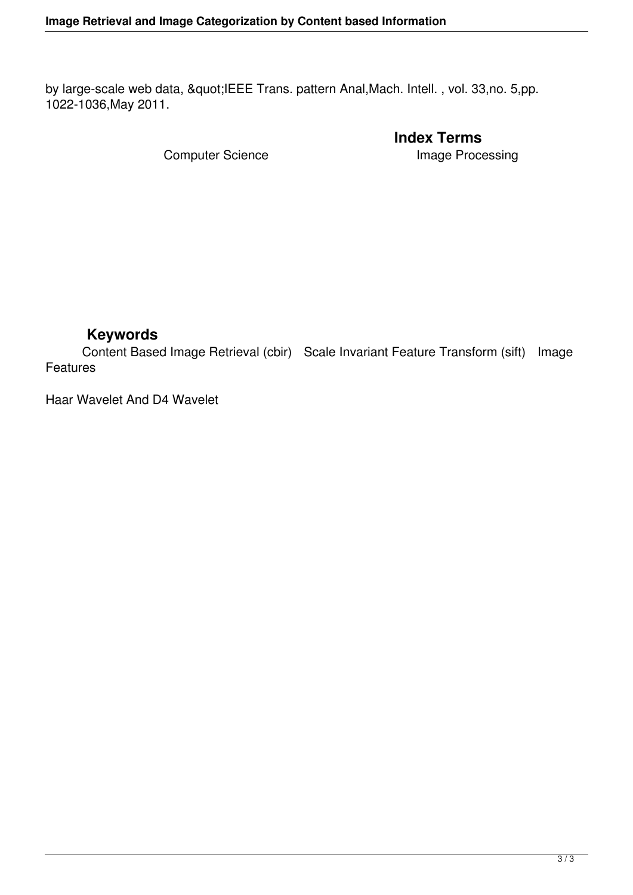by large-scale web data, &quot;IEEE Trans. pattern Anal,Mach. Intell. , vol. 33,no. 5,pp. 1022-1036,May 2011.

## Index Terms

Computer Science    Image Processing

## Keywords

Content Based Image Retrieval (cbir)    Scale Invariant Feature Transform (sift)    Image Features

Haar Wavelet And D4 Wavelet